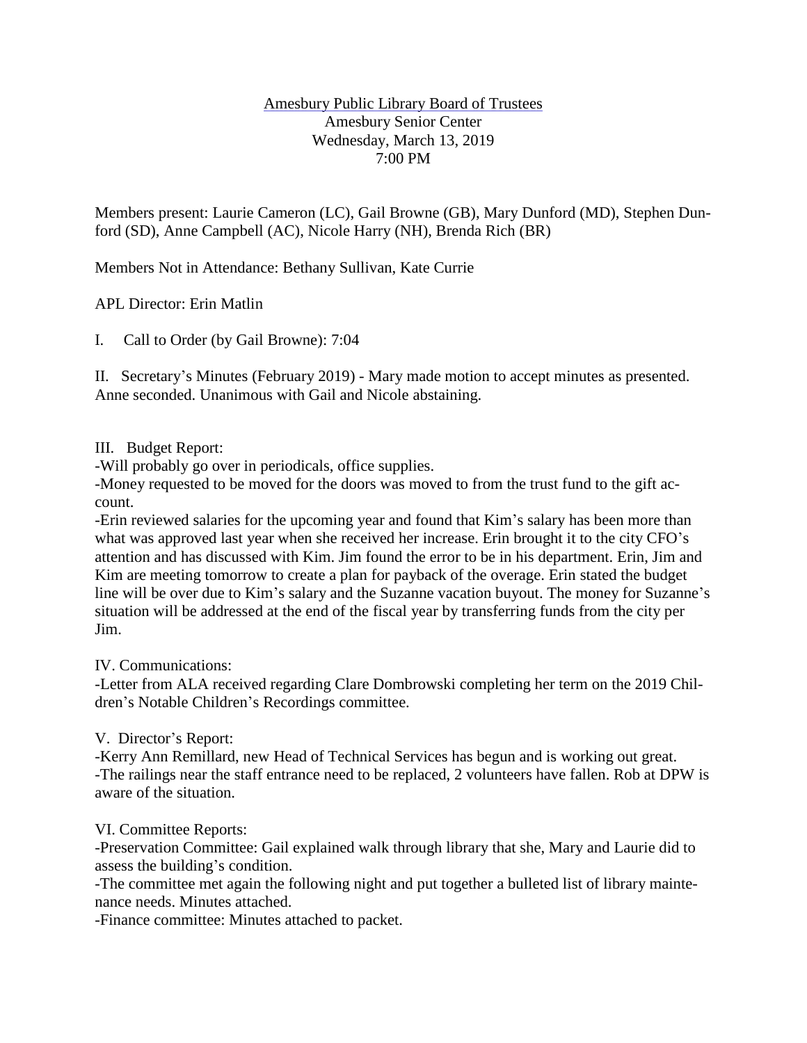Amesbury Public Library Board of Trustees
Amesbury Senior Center
Wednesday, March 13, 2019
7:00 PM

Members present: Laurie Cameron (LC), Gail Browne (GB), Mary Dunford (MD), Stephen Dunford (SD), Anne Campbell (AC), Nicole Harry (NH), Brenda Rich (BR)

Members Not in Attendance: Bethany Sullivan, Kate Currie

APL Director: Erin Matlin

I. Call to Order (by Gail Browne): 7:04

II. Secretary's Minutes (February 2019) - Mary made motion to accept minutes as presented. Anne seconded. Unanimous with Gail and Nicole abstaining.

III. Budget Report:

-Will probably go over in periodicals, office supplies.

-Money requested to be moved for the doors was moved to from the trust fund to the gift account.

-Erin reviewed salaries for the upcoming year and found that Kim's salary has been more than what was approved last year when she received her increase. Erin brought it to the city CFO's attention and has discussed with Kim. Jim found the error to be in his department. Erin, Jim and Kim are meeting tomorrow to create a plan for payback of the overage. Erin stated the budget line will be over due to Kim's salary and the Suzanne vacation buyout. The money for Suzanne's situation will be addressed at the end of the fiscal year by transferring funds from the city per Jim.

IV. Communications:

-Letter from ALA received regarding Clare Dombrowski completing her term on the 2019 Children's Notable Children's Recordings committee.

V. Director's Report:

-Kerry Ann Remillard, new Head of Technical Services has begun and is working out great.

-The railings near the staff entrance need to be replaced, 2 volunteers have fallen. Rob at DPW is aware of the situation.

VI. Committee Reports:

-Preservation Committee: Gail explained walk through library that she, Mary and Laurie did to assess the building's condition.

-The committee met again the following night and put together a bulleted list of library maintenance needs. Minutes attached.

-Finance committee: Minutes attached to packet.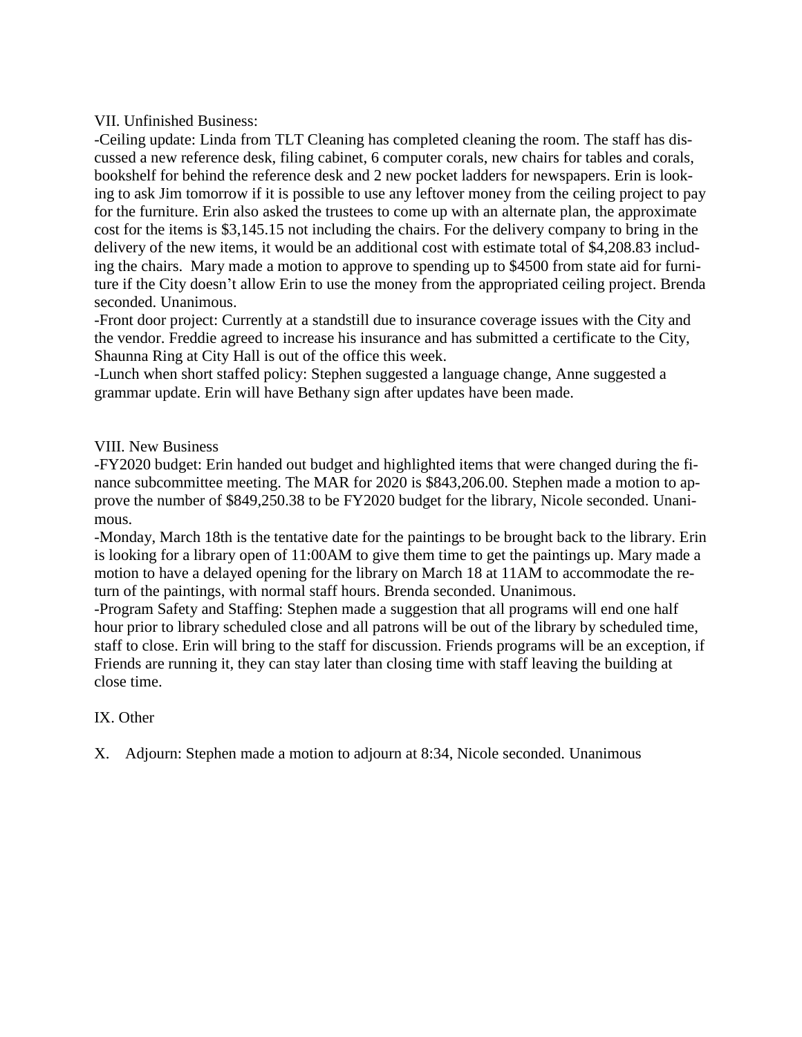VII. Unfinished Business:

-Ceiling update: Linda from TLT Cleaning has completed cleaning the room. The staff has discussed a new reference desk, filing cabinet, 6 computer corals, new chairs for tables and corals, bookshelf for behind the reference desk and 2 new pocket ladders for newspapers. Erin is looking to ask Jim tomorrow if it is possible to use any leftover money from the ceiling project to pay for the furniture. Erin also asked the trustees to come up with an alternate plan, the approximate cost for the items is $3,145.15 not including the chairs. For the delivery company to bring in the delivery of the new items, it would be an additional cost with estimate total of $4,208.83 including the chairs. Mary made a motion to approve to spending up to $4500 from state aid for furniture if the City doesn't allow Erin to use the money from the appropriated ceiling project. Brenda seconded. Unanimous.

-Front door project: Currently at a standstill due to insurance coverage issues with the City and the vendor. Freddie agreed to increase his insurance and has submitted a certificate to the City, Shaunna Ring at City Hall is out of the office this week.

-Lunch when short staffed policy: Stephen suggested a language change, Anne suggested a grammar update. Erin will have Bethany sign after updates have been made.

VIII. New Business

-FY2020 budget: Erin handed out budget and highlighted items that were changed during the finance subcommittee meeting. The MAR for 2020 is $843,206.00. Stephen made a motion to approve the number of $849,250.38 to be FY2020 budget for the library, Nicole seconded. Unanimous.

-Monday, March 18th is the tentative date for the paintings to be brought back to the library. Erin is looking for a library open of 11:00AM to give them time to get the paintings up. Mary made a motion to have a delayed opening for the library on March 18 at 11AM to accommodate the return of the paintings, with normal staff hours. Brenda seconded. Unanimous.

-Program Safety and Staffing: Stephen made a suggestion that all programs will end one half hour prior to library scheduled close and all patrons will be out of the library by scheduled time, staff to close. Erin will bring to the staff for discussion. Friends programs will be an exception, if Friends are running it, they can stay later than closing time with staff leaving the building at close time.

IX. Other

X. Adjourn: Stephen made a motion to adjourn at 8:34, Nicole seconded. Unanimous